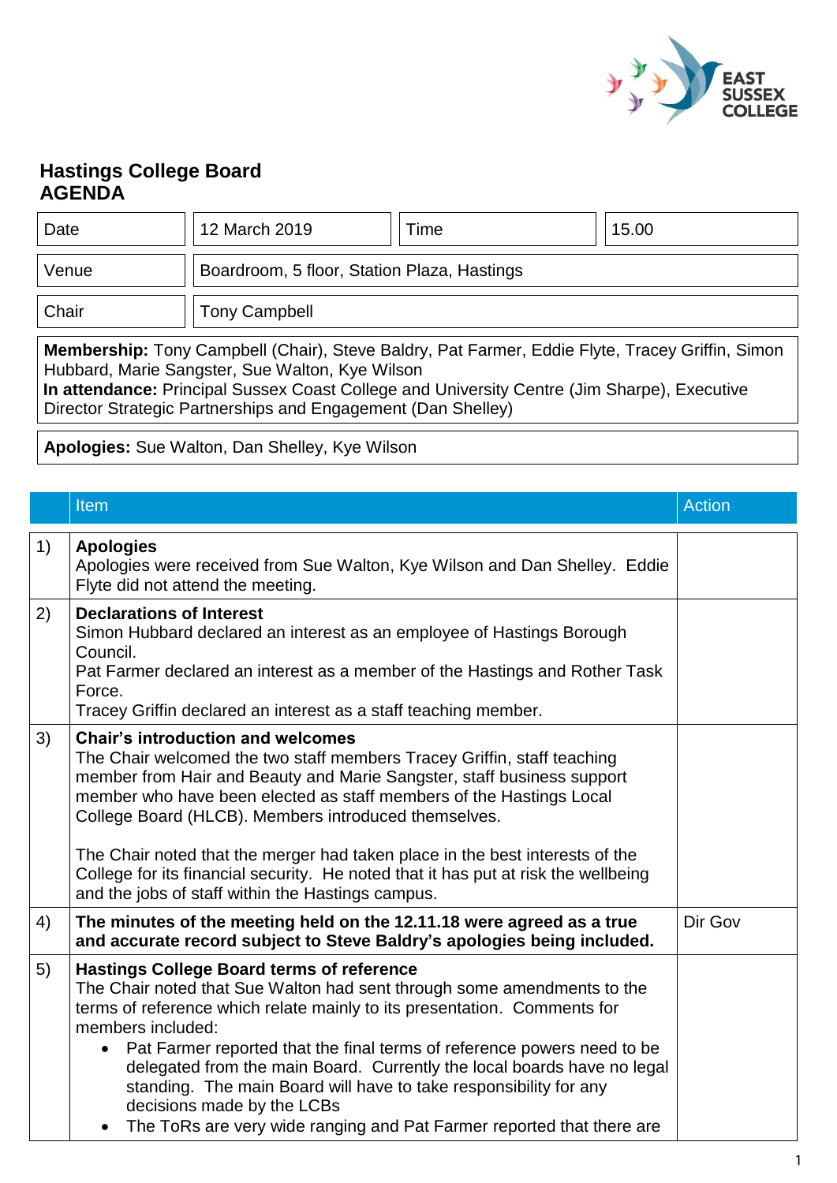# Hastings College Board
# AGENDA

| Date | 12 March 2019 | Time | 15.00 |
|---|---|---|---|
| Venue | Boardroom, 5 floor, Station Plaza, Hastings | | |
| Chair | Tony Campbell | | |

**Membership:** Tony Campbell (Chair), Steve Baldry, Pat Farmer, Eddie Flyte, Tracey Griffin, Simon Hubbard, Marie Sangster, Sue Walton, Kye Wilson
**In attendance:** Principal Sussex Coast College and University Centre (Jim Sharpe), Executive Director Strategic Partnerships and Engagement (Dan Shelley)

**Apologies:** Sue Walton, Dan Shelley, Kye Wilson

| | Item | Action |
|---|---|---|
| 1) | **Apologies**<br>Apologies were received from Sue Walton, Kye Wilson and Dan Shelley. Eddie Flyte did not attend the meeting. | |
| 2) | **Declarations of Interest**<br>Simon Hubbard declared an interest as an employee of Hastings Borough Council.<br>Pat Farmer declared an interest as a member of the Hastings and Rother Task Force.<br>Tracey Griffin declared an interest as a staff teaching member. | |
| 3) | **Chair's introduction and welcomes**<br>The Chair welcomed the two staff members Tracey Griffin, staff teaching member from Hair and Beauty and Marie Sangster, staff business support member who have been elected as staff members of the Hastings Local College Board (HLCB). Members introduced themselves.<br><br>The Chair noted that the merger had taken place in the best interests of the College for its financial security. He noted that it has put at risk the wellbeing and the jobs of staff within the Hastings campus. | |
| 4) | **The minutes of the meeting held on the 12.11.18 were agreed as a true and accurate record subject to Steve Baldry's apologies being included.** | Dir Gov |
| 5) | **Hastings College Board terms of reference**<br>The Chair noted that Sue Walton had sent through some amendments to the terms of reference which relate mainly to its presentation. Comments for members included:<br>• Pat Farmer reported that the final terms of reference powers need to be delegated from the main Board. Currently the local boards have no legal standing. The main Board will have to take responsibility for any decisions made by the LCBs<br>• The ToRs are very wide ranging and Pat Farmer reported that there are | |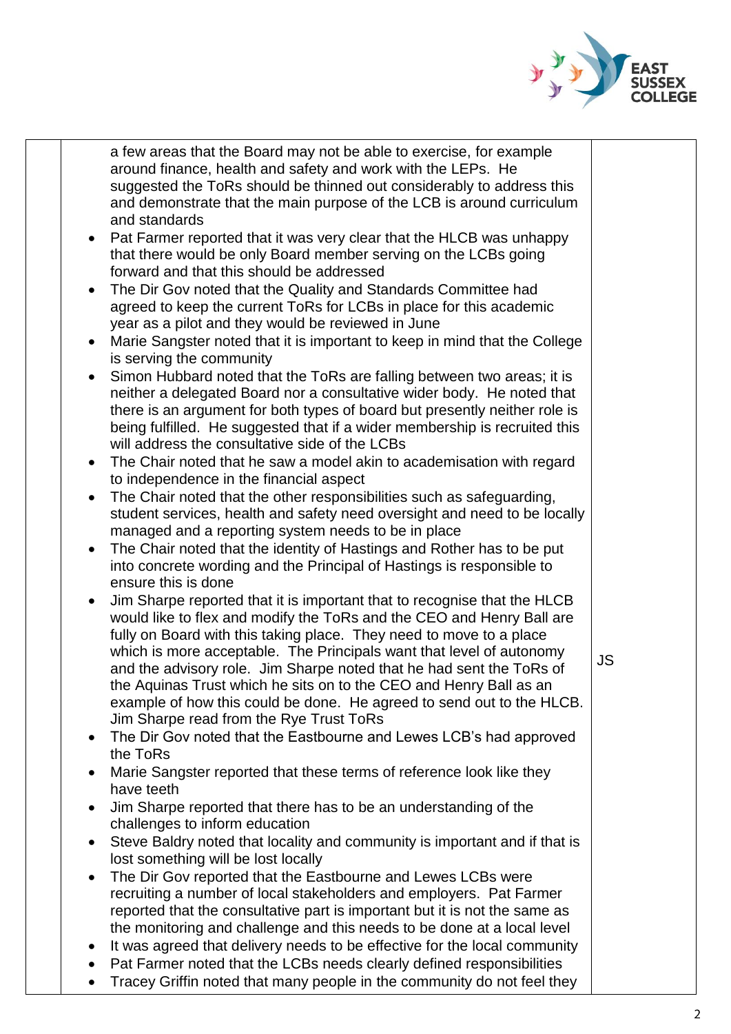| | | |
|---|---|---|
| | a few areas that the Board may not be able to exercise, for example around finance, health and safety and work with the LEPs. He suggested the ToRs should be thinned out considerably to address this and demonstrate that the main purpose of the LCB is around curriculum and standards<br>• Pat Farmer reported that it was very clear that the HLCB was unhappy that there would be only Board member serving on the LCBs going forward and that this should be addressed<br>• The Dir Gov noted that the Quality and Standards Committee had agreed to keep the current ToRs for LCBs in place for this academic year as a pilot and they would be reviewed in June<br>• Marie Sangster noted that it is important to keep in mind that the College is serving the community<br>• Simon Hubbard noted that the ToRs are falling between two areas; it is neither a delegated Board nor a consultative wider body. He noted that there is an argument for both types of board but presently neither role is being fulfilled. He suggested that if a wider membership is recruited this will address the consultative side of the LCBs<br>• The Chair noted that he saw a model akin to academisation with regard to independence in the financial aspect<br>• The Chair noted that the other responsibilities such as safeguarding, student services, health and safety need oversight and need to be locally managed and a reporting system needs to be in place<br>• The Chair noted that the identity of Hastings and Rother has to be put into concrete wording and the Principal of Hastings is responsible to ensure this is done<br>• Jim Sharpe reported that it is important that to recognise that the HLCB would like to flex and modify the ToRs and the CEO and Henry Ball are fully on Board with this taking place. They need to move to a place which is more acceptable. The Principals want that level of autonomy and the advisory role. Jim Sharpe noted that he had sent the ToRs of the Aquinas Trust which he sits on to the CEO and Henry Ball as an example of how this could be done. He agreed to send out to the HLCB. Jim Sharpe read from the Rye Trust ToRs<br>• The Dir Gov noted that the Eastbourne and Lewes LCB's had approved the ToRs<br>• Marie Sangster reported that these terms of reference look like they have teeth<br>• Jim Sharpe reported that there has to be an understanding of the challenges to inform education<br>• Steve Baldry noted that locality and community is important and if that is lost something will be lost locally<br>• The Dir Gov reported that the Eastbourne and Lewes LCBs were recruiting a number of local stakeholders and employers. Pat Farmer reported that the consultative part is important but it is not the same as the monitoring and challenge and this needs to be done at a local level<br>• It was agreed that delivery needs to be effective for the local community<br>• Pat Farmer noted that the LCBs needs clearly defined responsibilities<br>• Tracey Griffin noted that many people in the community do not feel they | JS |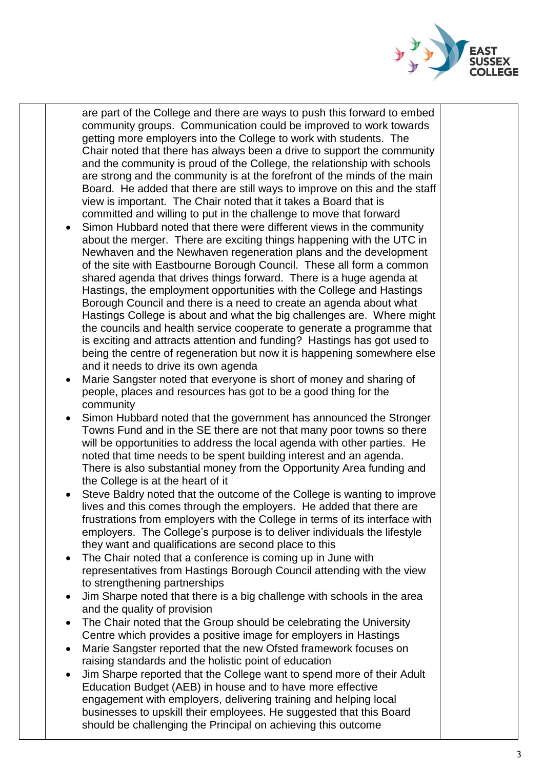are part of the College and there are ways to push this forward to embed community groups. Communication could be improved to work towards getting more employers into the College to work with students. The Chair noted that there has always been a drive to support the community and the community is proud of the College, the relationship with schools are strong and the community is at the forefront of the minds of the main Board. He added that there are still ways to improve on this and the staff view is important. The Chair noted that it takes a Board that is committed and willing to put in the challenge to move that forward

- Simon Hubbard noted that there were different views in the community about the merger. There are exciting things happening with the UTC in Newhaven and the Newhaven regeneration plans and the development of the site with Eastbourne Borough Council. These all form a common shared agenda that drives things forward. There is a huge agenda at Hastings, the employment opportunities with the College and Hastings Borough Council and there is a need to create an agenda about what Hastings College is about and what the big challenges are. Where might the councils and health service cooperate to generate a programme that is exciting and attracts attention and funding? Hastings has got used to being the centre of regeneration but now it is happening somewhere else and it needs to drive its own agenda
- Marie Sangster noted that everyone is short of money and sharing of people, places and resources has got to be a good thing for the community
- Simon Hubbard noted that the government has announced the Stronger Towns Fund and in the SE there are not that many poor towns so there will be opportunities to address the local agenda with other parties. He noted that time needs to be spent building interest and an agenda. There is also substantial money from the Opportunity Area funding and the College is at the heart of it
- Steve Baldry noted that the outcome of the College is wanting to improve lives and this comes through the employers. He added that there are frustrations from employers with the College in terms of its interface with employers. The College's purpose is to deliver individuals the lifestyle they want and qualifications are second place to this
- The Chair noted that a conference is coming up in June with representatives from Hastings Borough Council attending with the view to strengthening partnerships
- Jim Sharpe noted that there is a big challenge with schools in the area and the quality of provision
- The Chair noted that the Group should be celebrating the University Centre which provides a positive image for employers in Hastings
- Marie Sangster reported that the new Ofsted framework focuses on raising standards and the holistic point of education
- Jim Sharpe reported that the College want to spend more of their Adult Education Budget (AEB) in house and to have more effective engagement with employers, delivering training and helping local businesses to upskill their employees. He suggested that this Board should be challenging the Principal on achieving this outcome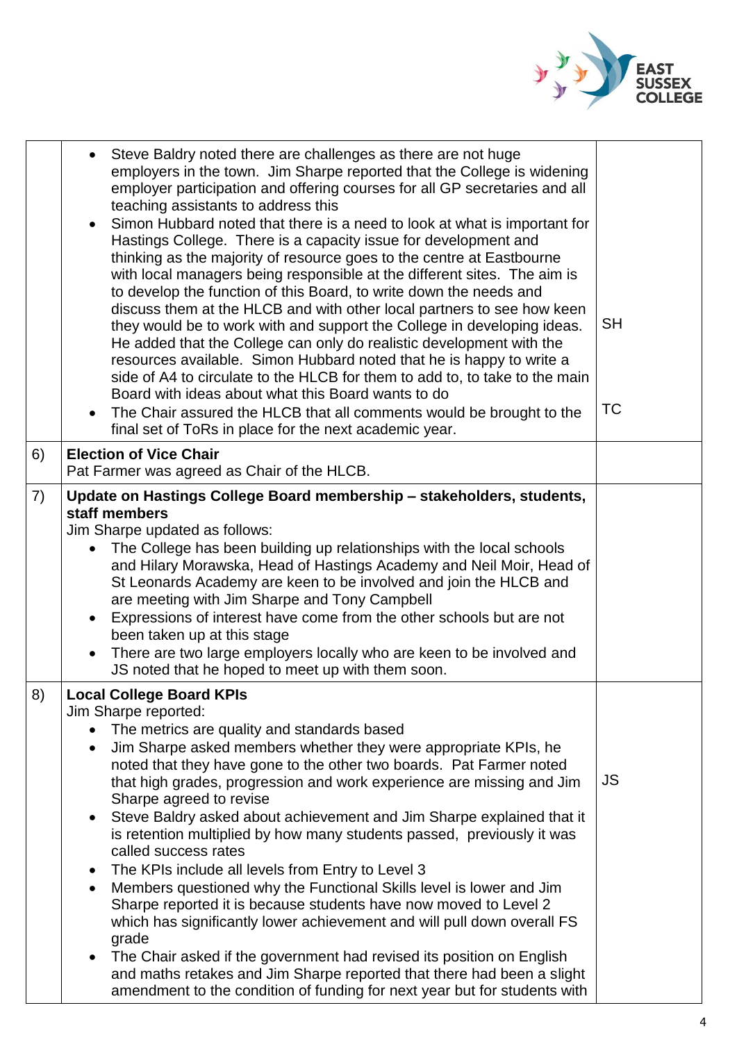| | | |
|---|---|---|
| | • Steve Baldry noted there are challenges as there are not huge employers in the town. Jim Sharpe reported that the College is widening employer participation and offering courses for all GP secretaries and all teaching assistants to address this<br>• Simon Hubbard noted that there is a need to look at what is important for Hastings College. There is a capacity issue for development and thinking as the majority of resource goes to the centre at Eastbourne with local managers being responsible at the different sites. The aim is to develop the function of this Board, to write down the needs and discuss them at the HLCB and with other local partners to see how keen they would be to work with and support the College in developing ideas. He added that the College can only do realistic development with the resources available. Simon Hubbard noted that he is happy to write a side of A4 to circulate to the HLCB for them to add to, to take to the main Board with ideas about what this Board wants to do<br>• The Chair assured the HLCB that all comments would be brought to the final set of ToRs in place for the next academic year. | SH<br><br>TC |
| 6) | **Election of Vice Chair**<br>Pat Farmer was agreed as Chair of the HLCB. | |
| 7) | **Update on Hastings College Board membership – stakeholders, students, staff members**<br>Jim Sharpe updated as follows:<br>• The College has been building up relationships with the local schools and Hilary Morawska, Head of Hastings Academy and Neil Moir, Head of St Leonards Academy are keen to be involved and join the HLCB and are meeting with Jim Sharpe and Tony Campbell<br>• Expressions of interest have come from the other schools but are not been taken up at this stage<br>• There are two large employers locally who are keen to be involved and JS noted that he hoped to meet up with them soon. | |
| 8) | **Local College Board KPIs**<br>Jim Sharpe reported:<br>• The metrics are quality and standards based<br>• Jim Sharpe asked members whether they were appropriate KPIs, he noted that they have gone to the other two boards. Pat Farmer noted that high grades, progression and work experience are missing and Jim Sharpe agreed to revise<br>• Steve Baldry asked about achievement and Jim Sharpe explained that it is retention multiplied by how many students passed, previously it was called success rates<br>• The KPIs include all levels from Entry to Level 3<br>• Members questioned why the Functional Skills level is lower and Jim Sharpe reported it is because students have now moved to Level 2 which has significantly lower achievement and will pull down overall FS grade<br>• The Chair asked if the government had revised its position on English and maths retakes and Jim Sharpe reported that there had been a slight amendment to the condition of funding for next year but for students with | JS |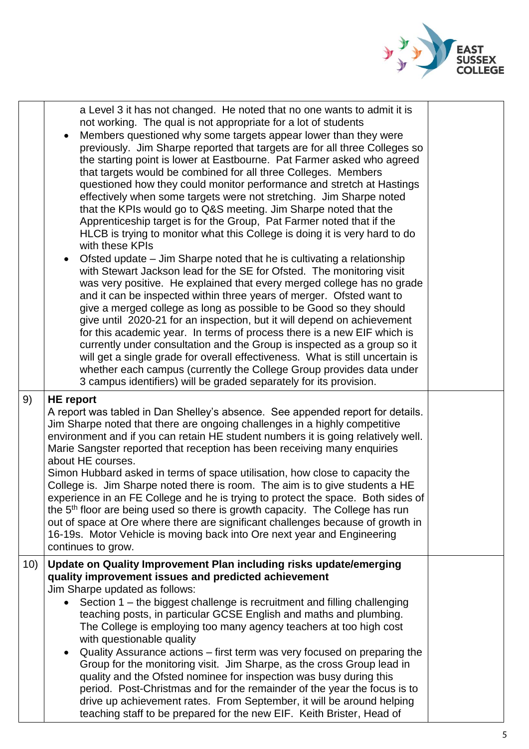| | | |
|---|---|---|
| | a Level 3 it has not changed. He noted that no one wants to admit it is not working. The qual is not appropriate for a lot of students<br>• Members questioned why some targets appear lower than they were previously. Jim Sharpe reported that targets are for all three Colleges so the starting point is lower at Eastbourne. Pat Farmer asked who agreed that targets would be combined for all three Colleges. Members questioned how they could monitor performance and stretch at Hastings effectively when some targets were not stretching. Jim Sharpe noted that the KPIs would go to Q&S meeting. Jim Sharpe noted that the Apprenticeship target is for the Group, Pat Farmer noted that if the HLCB is trying to monitor what this College is doing it is very hard to do with these KPIs<br>• Ofsted update – Jim Sharpe noted that he is cultivating a relationship with Stewart Jackson lead for the SE for Ofsted. The monitoring visit was very positive. He explained that every merged college has no grade and it can be inspected within three years of merger. Ofsted want to give a merged college as long as possible to be Good so they should give until 2020-21 for an inspection, but it will depend on achievement for this academic year. In terms of process there is a new EIF which is currently under consultation and the Group is inspected as a group so it will get a single grade for overall effectiveness. What is still uncertain is whether each campus (currently the College Group provides data under 3 campus identifiers) will be graded separately for its provision. | |
| 9) | **HE report**<br>A report was tabled in Dan Shelley's absence. See appended report for details. Jim Sharpe noted that there are ongoing challenges in a highly competitive environment and if you can retain HE student numbers it is going relatively well. Marie Sangster reported that reception has been receiving many enquiries about HE courses.<br>Simon Hubbard asked in terms of space utilisation, how close to capacity the College is. Jim Sharpe noted there is room. The aim is to give students a HE experience in an FE College and he is trying to protect the space. Both sides of the 5th floor are being used so there is growth capacity. The College has run out of space at Ore where there are significant challenges because of growth in 16-19s. Motor Vehicle is moving back into Ore next year and Engineering continues to grow. | |
| 10) | **Update on Quality Improvement Plan including risks update/emerging quality improvement issues and predicted achievement**<br>Jim Sharpe updated as follows:<br>• Section 1 – the biggest challenge is recruitment and filling challenging teaching posts, in particular GCSE English and maths and plumbing. The College is employing too many agency teachers at too high cost with questionable quality<br>• Quality Assurance actions – first term was very focused on preparing the Group for the monitoring visit. Jim Sharpe, as the cross Group lead in quality and the Ofsted nominee for inspection was busy during this period. Post-Christmas and for the remainder of the year the focus is to drive up achievement rates. From September, it will be around helping teaching staff to be prepared for the new EIF. Keith Brister, Head of | |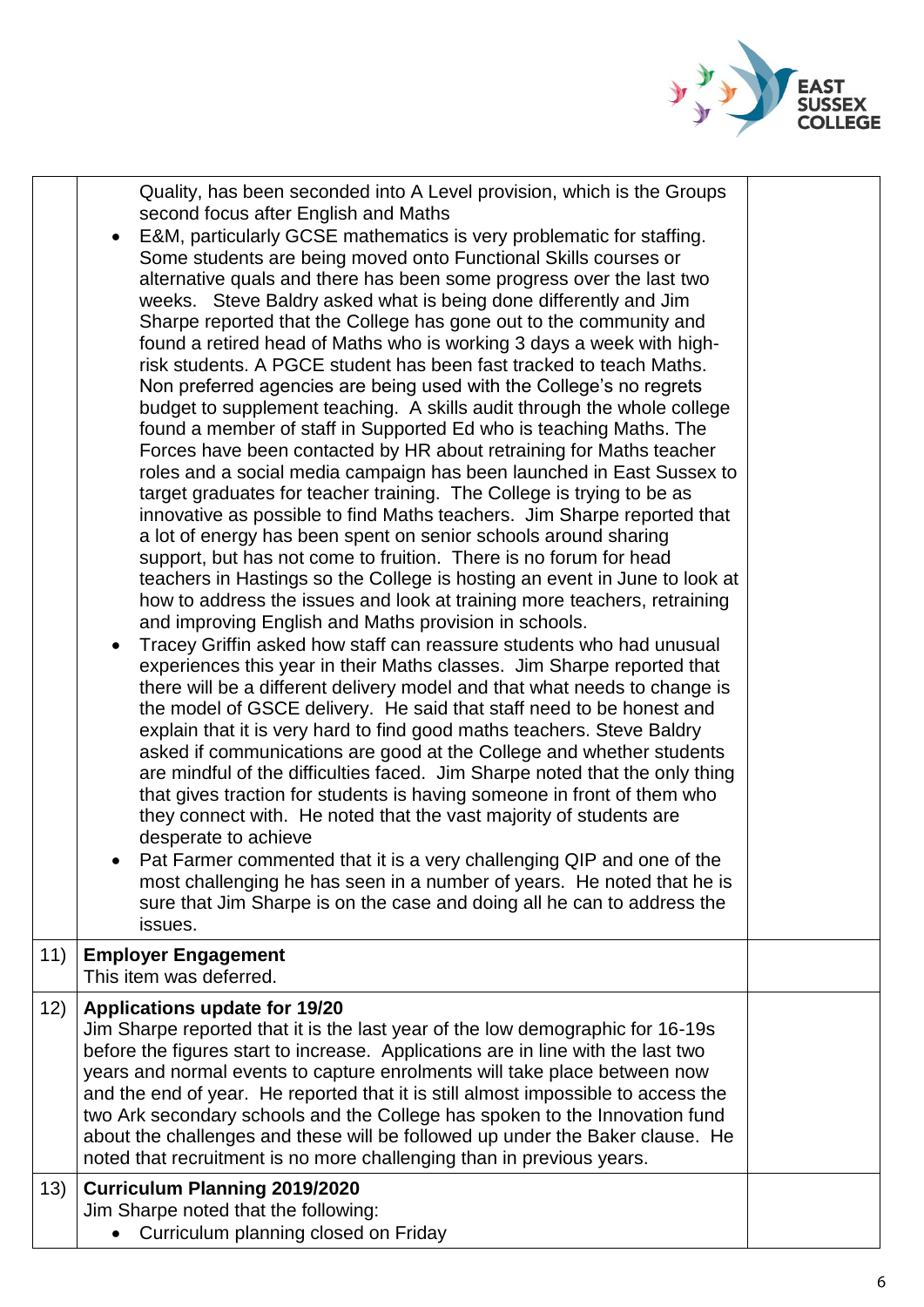| | | |
|---|---|---|
| | Quality, has been seconded into A Level provision, which is the Groups second focus after English and Maths<br>• E&M, particularly GCSE mathematics is very problematic for staffing. Some students are being moved onto Functional Skills courses or alternative quals and there has been some progress over the last two weeks. Steve Baldry asked what is being done differently and Jim Sharpe reported that the College has gone out to the community and found a retired head of Maths who is working 3 days a week with high-risk students. A PGCE student has been fast tracked to teach Maths. Non preferred agencies are being used with the College's no regrets budget to supplement teaching. A skills audit through the whole college found a member of staff in Supported Ed who is teaching Maths. The Forces have been contacted by HR about retraining for Maths teacher roles and a social media campaign has been launched in East Sussex to target graduates for teacher training. The College is trying to be as innovative as possible to find Maths teachers. Jim Sharpe reported that a lot of energy has been spent on senior schools around sharing support, but has not come to fruition. There is no forum for head teachers in Hastings so the College is hosting an event in June to look at how to address the issues and look at training more teachers, retraining and improving English and Maths provision in schools.<br>• Tracey Griffin asked how staff can reassure students who had unusual experiences this year in their Maths classes. Jim Sharpe reported that there will be a different delivery model and that what needs to change is the model of GSCE delivery. He said that staff need to be honest and explain that it is very hard to find good maths teachers. Steve Baldry asked if communications are good at the College and whether students are mindful of the difficulties faced. Jim Sharpe noted that the only thing that gives traction for students is having someone in front of them who they connect with. He noted that the vast majority of students are desperate to achieve<br>• Pat Farmer commented that it is a very challenging QIP and one of the most challenging he has seen in a number of years. He noted that he is sure that Jim Sharpe is on the case and doing all he can to address the issues. | |
| 11) | **Employer Engagement**<br>This item was deferred. | |
| 12) | **Applications update for 19/20**<br>Jim Sharpe reported that it is the last year of the low demographic for 16-19s before the figures start to increase. Applications are in line with the last two years and normal events to capture enrolments will take place between now and the end of year. He reported that it is still almost impossible to access the two Ark secondary schools and the College has spoken to the Innovation fund about the challenges and these will be followed up under the Baker clause. He noted that recruitment is no more challenging than in previous years. | |
| 13) | **Curriculum Planning 2019/2020**<br>Jim Sharpe noted that the following:<br>• Curriculum planning closed on Friday | |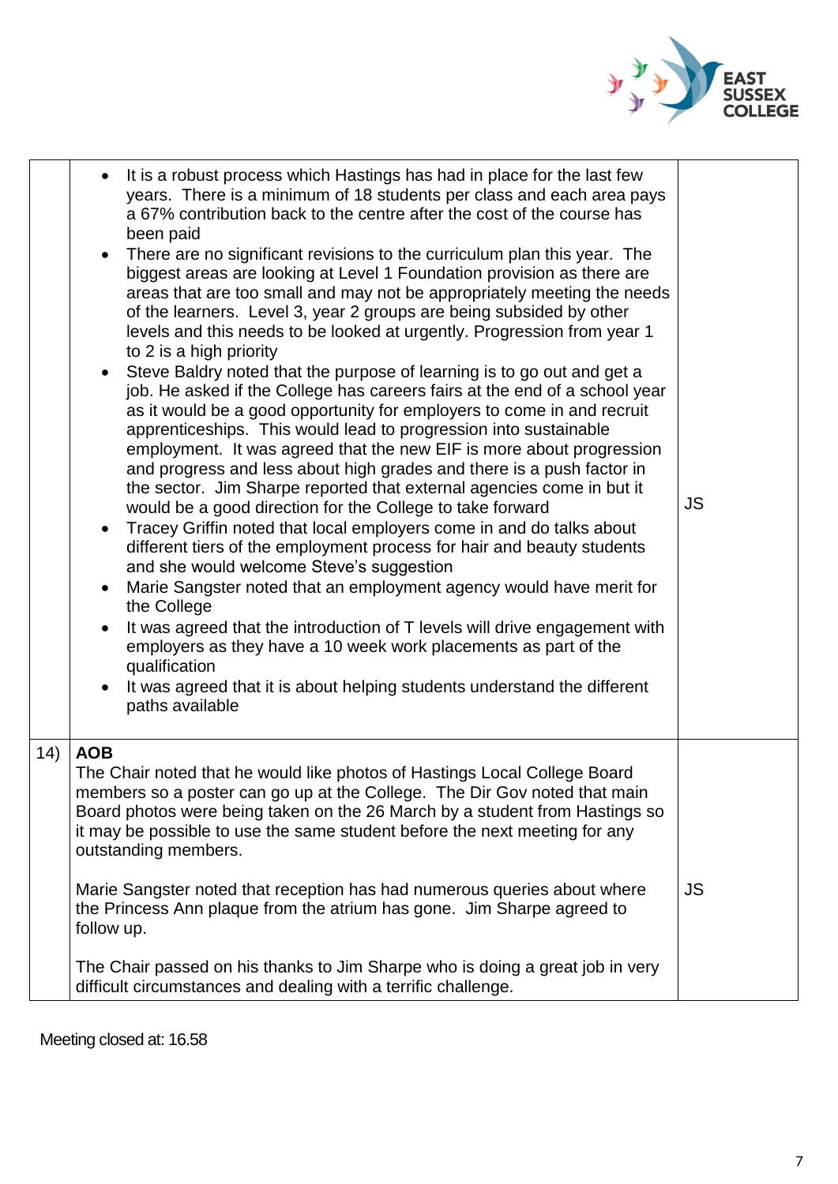| | | |
|---|---|---|
| | • It is a robust process which Hastings has had in place for the last few years. There is a minimum of 18 students per class and each area pays a 67% contribution back to the centre after the cost of the course has been paid<br>• There are no significant revisions to the curriculum plan this year. The biggest areas are looking at Level 1 Foundation provision as there are areas that are too small and may not be appropriately meeting the needs of the learners. Level 3, year 2 groups are being subsided by other levels and this needs to be looked at urgently. Progression from year 1 to 2 is a high priority<br>• Steve Baldry noted that the purpose of learning is to go out and get a job. He asked if the College has careers fairs at the end of a school year as it would be a good opportunity for employers to come in and recruit apprenticeships. This would lead to progression into sustainable employment. It was agreed that the new EIF is more about progression and progress and less about high grades and there is a push factor in the sector. Jim Sharpe reported that external agencies come in but it would be a good direction for the College to take forward<br>• Tracey Griffin noted that local employers come in and do talks about different tiers of the employment process for hair and beauty students and she would welcome Steve's suggestion<br>• Marie Sangster noted that an employment agency would have merit for the College<br>• It was agreed that the introduction of T levels will drive engagement with employers as they have a 10 week work placements as part of the qualification<br>• It was agreed that it is about helping students understand the different paths available | JS |
| 14) | **AOB**<br>The Chair noted that he would like photos of Hastings Local College Board members so a poster can go up at the College. The Dir Gov noted that main Board photos were being taken on the 26 March by a student from Hastings so it may be possible to use the same student before the next meeting for any outstanding members.<br><br>Marie Sangster noted that reception has had numerous queries about where the Princess Ann plaque from the atrium has gone. Jim Sharpe agreed to follow up.<br><br>The Chair passed on his thanks to Jim Sharpe who is doing a great job in very difficult circumstances and dealing with a terrific challenge. | JS |

Meeting closed at: 16.58